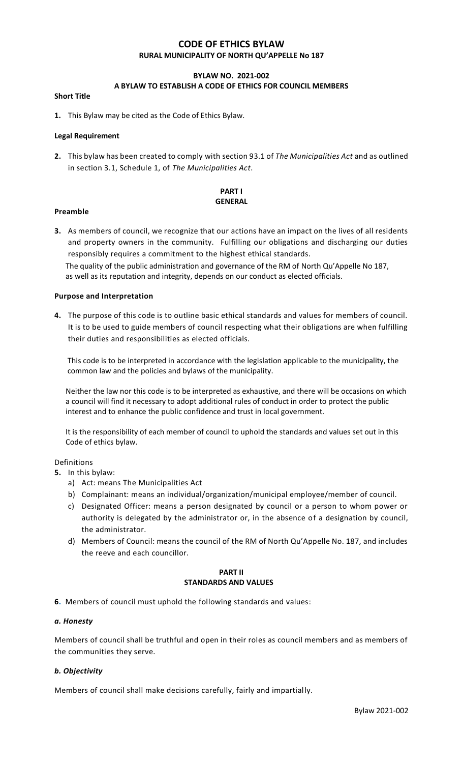# CODE OF ETHICS BYLAW

## RURAL MUNICIPALITY OF NORTH QU'APPELLE No 187

### BYLAW NO. 2021-002

### A BYLAW TO ESTABLISH A CODE OF ETHICS FOR COUNCIL MEMBERS

**Short Title**

**1.** This Bylaw may be cited as the Code of Ethics Bylaw.

**Legal Requirement**

**2.** This bylaw has been created to comply with section 93.1 of *The Municipalities Act* and as outlined in section 3.1, Schedule 1, of *The Municipalities Act*.

## PART I
## GENERAL

**Preamble**

**3.** As members of council, we recognize that our actions have an impact on the lives of all residents and property owners in the community. Fulfilling our obligations and discharging our duties responsibly requires a commitment to the highest ethical standards.

The quality of the public administration and governance of the RM of North Qu'Appelle No 187, as well as its reputation and integrity, depends on our conduct as elected officials.

**Purpose and Interpretation**

**4.** The purpose of this code is to outline basic ethical standards and values for members of council. It is to be used to guide members of council respecting what their obligations are when fulfilling their duties and responsibilities as elected officials.

This code is to be interpreted in accordance with the legislation applicable to the municipality, the common law and the policies and bylaws of the municipality.

Neither the law nor this code is to be interpreted as exhaustive, and there will be occasions on which a council will find it necessary to adopt additional rules of conduct in order to protect the public interest and to enhance the public confidence and trust in local government.

It is the responsibility of each member of council to uphold the standards and values set out in this Code of ethics bylaw.

Definitions

**5.** In this bylaw:

a) Act: means The Municipalities Act
b) Complainant: means an individual/organization/municipal employee/member of council.
c) Designated Officer: means a person designated by council or a person to whom power or authority is delegated by the administrator or, in the absence of a designation by council, the administrator.
d) Members of Council: means the council of the RM of North Qu'Appelle No. 187, and includes the reeve and each councillor.

## PART II
## STANDARDS AND VALUES

**6**. Members of council must uphold the following standards and values:

***a. Honesty***

Members of council shall be truthful and open in their roles as council members and as members of the communities they serve.

***b. Objectivity***

Members of council shall make decisions carefully, fairly and impartially.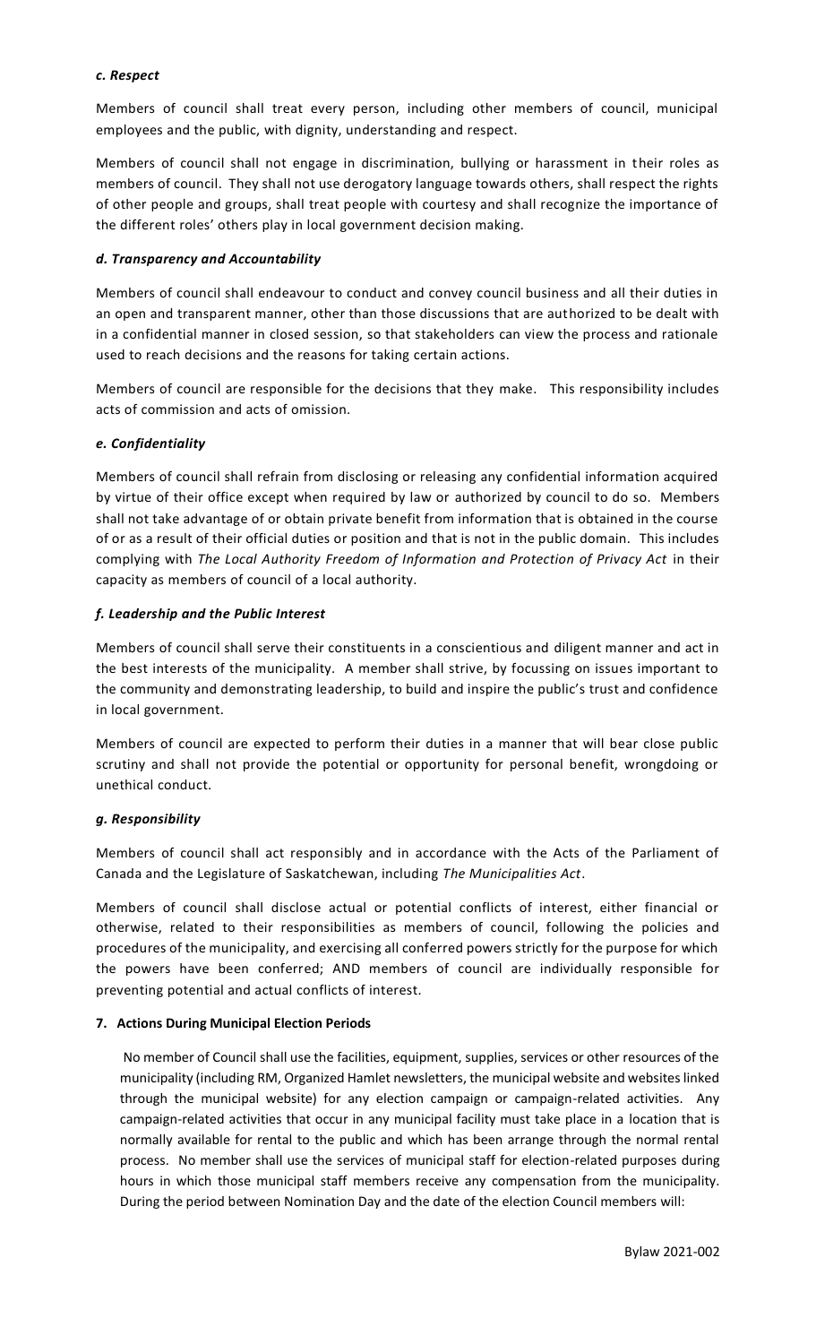### *c. Respect*

Members of council shall treat every person, including other members of council, municipal employees and the public, with dignity, understanding and respect.

Members of council shall not engage in discrimination, bullying or harassment in their roles as members of council. They shall not use derogatory language towards others, shall respect the rights of other people and groups, shall treat people with courtesy and shall recognize the importance of the different roles' others play in local government decision making.

### *d. Transparency and Accountability*

Members of council shall endeavour to conduct and convey council business and all their duties in an open and transparent manner, other than those discussions that are authorized to be dealt with in a confidential manner in closed session, so that stakeholders can view the process and rationale used to reach decisions and the reasons for taking certain actions.

Members of council are responsible for the decisions that they make. This responsibility includes acts of commission and acts of omission.

### *e. Confidentiality*

Members of council shall refrain from disclosing or releasing any confidential information acquired by virtue of their office except when required by law or authorized by council to do so. Members shall not take advantage of or obtain private benefit from information that is obtained in the course of or as a result of their official duties or position and that is not in the public domain. This includes complying with *The Local Authority Freedom of Information and Protection of Privacy Act* in their capacity as members of council of a local authority.

### *f. Leadership and the Public Interest*

Members of council shall serve their constituents in a conscientious and diligent manner and act in the best interests of the municipality. A member shall strive, by focussing on issues important to the community and demonstrating leadership, to build and inspire the public's trust and confidence in local government.

Members of council are expected to perform their duties in a manner that will bear close public scrutiny and shall not provide the potential or opportunity for personal benefit, wrongdoing or unethical conduct.

### *g. Responsibility*

Members of council shall act responsibly and in accordance with the Acts of the Parliament of Canada and the Legislature of Saskatchewan, including *The Municipalities Act*.

Members of council shall disclose actual or potential conflicts of interest, either financial or otherwise, related to their responsibilities as members of council, following the policies and procedures of the municipality, and exercising all conferred powers strictly for the purpose for which the powers have been conferred; AND members of council are individually responsible for preventing potential and actual conflicts of interest.

## 7. Actions During Municipal Election Periods

No member of Council shall use the facilities, equipment, supplies, services or other resources of the municipality (including RM, Organized Hamlet newsletters, the municipal website and websites linked through the municipal website) for any election campaign or campaign-related activities. Any campaign-related activities that occur in any municipal facility must take place in a location that is normally available for rental to the public and which has been arrange through the normal rental process. No member shall use the services of municipal staff for election-related purposes during hours in which those municipal staff members receive any compensation from the municipality. During the period between Nomination Day and the date of the election Council members will: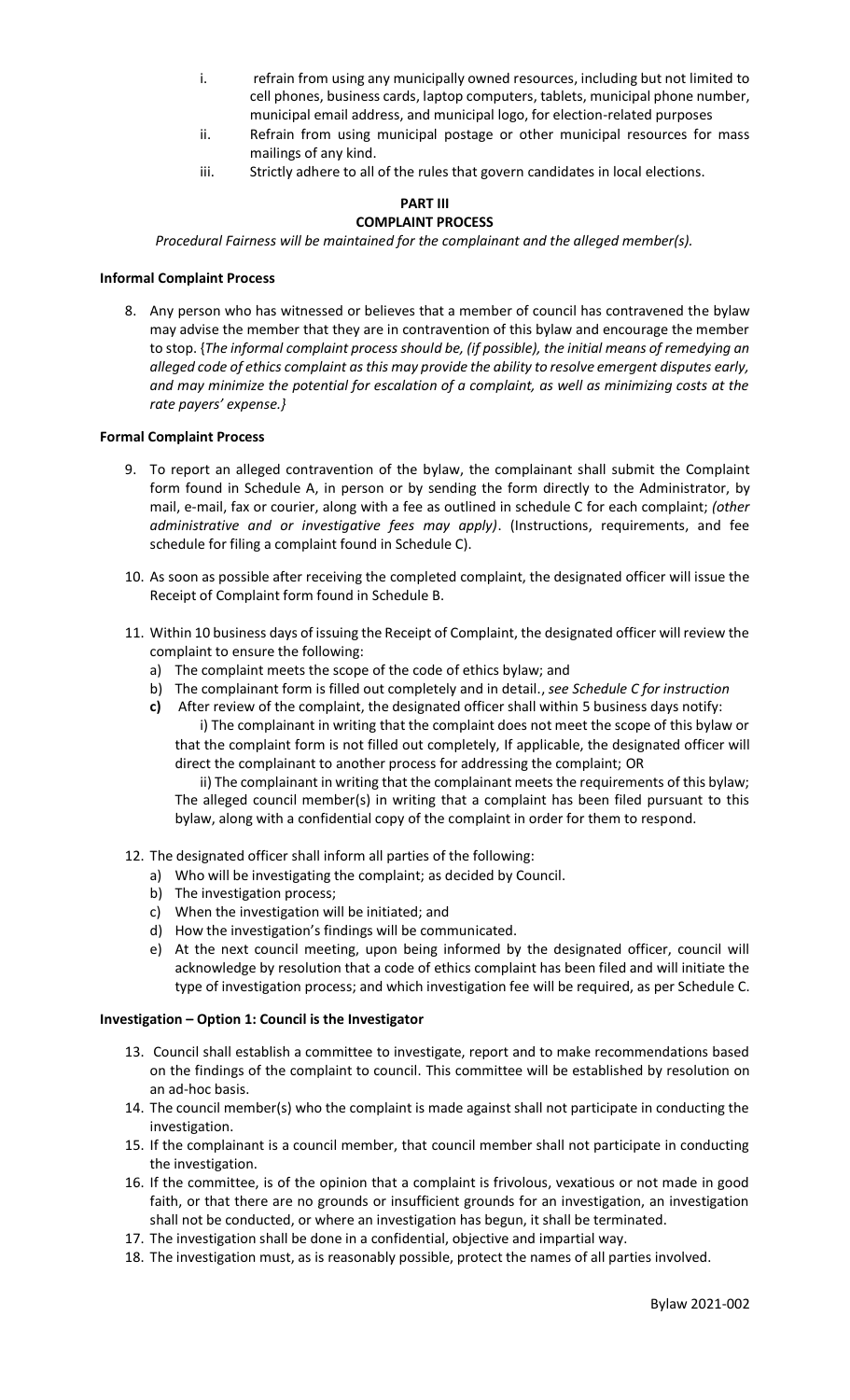i. refrain from using any municipally owned resources, including but not limited to cell phones, business cards, laptop computers, tablets, municipal phone number, municipal email address, and municipal logo, for election-related purposes

ii. Refrain from using municipal postage or other municipal resources for mass mailings of any kind.

iii. Strictly adhere to all of the rules that govern candidates in local elections.

## PART III
## COMPLAINT PROCESS

*Procedural Fairness will be maintained for the complainant and the alleged member(s).*

### Informal Complaint Process

8. Any person who has witnessed or believes that a member of council has contravened the bylaw may advise the member that they are in contravention of this bylaw and encourage the member to stop. {*The informal complaint process should be, (if possible), the initial means of remedying an alleged code of ethics complaint as this may provide the ability to resolve emergent disputes early, and may minimize the potential for escalation of a complaint, as well as minimizing costs at the rate payers' expense.*}

### Formal Complaint Process

9. To report an alleged contravention of the bylaw, the complainant shall submit the Complaint form found in Schedule A, in person or by sending the form directly to the Administrator, by mail, e-mail, fax or courier, along with a fee as outlined in schedule C for each complaint; *(other administrative and or investigative fees may apply)*. (Instructions, requirements, and fee schedule for filing a complaint found in Schedule C).

10. As soon as possible after receiving the completed complaint, the designated officer will issue the Receipt of Complaint form found in Schedule B.

11. Within 10 business days of issuing the Receipt of Complaint, the designated officer will review the complaint to ensure the following:
    a) The complaint meets the scope of the code of ethics bylaw; and
    b) The complainant form is filled out completely and in detail., *see Schedule C for instruction*
    **c)** After review of the complaint, the designated officer shall within 5 business days notify:
    
    i) The complainant in writing that the complaint does not meet the scope of this bylaw or that the complaint form is not filled out completely, If applicable, the designated officer will direct the complainant to another process for addressing the complaint; OR
    
    ii) The complainant in writing that the complainant meets the requirements of this bylaw; The alleged council member(s) in writing that a complaint has been filed pursuant to this bylaw, along with a confidential copy of the complaint in order for them to respond.

12. The designated officer shall inform all parties of the following:
    a) Who will be investigating the complaint; as decided by Council.
    b) The investigation process;
    c) When the investigation will be initiated; and
    d) How the investigation's findings will be communicated.
    e) At the next council meeting, upon being informed by the designated officer, council will acknowledge by resolution that a code of ethics complaint has been filed and will initiate the type of investigation process; and which investigation fee will be required, as per Schedule C.

### Investigation – Option 1: Council is the Investigator

13. Council shall establish a committee to investigate, report and to make recommendations based on the findings of the complaint to council. This committee will be established by resolution on an ad-hoc basis.
14. The council member(s) who the complaint is made against shall not participate in conducting the investigation.
15. If the complainant is a council member, that council member shall not participate in conducting the investigation.
16. If the committee, is of the opinion that a complaint is frivolous, vexatious or not made in good faith, or that there are no grounds or insufficient grounds for an investigation, an investigation shall not be conducted, or where an investigation has begun, it shall be terminated.
17. The investigation shall be done in a confidential, objective and impartial way.
18. The investigation must, as is reasonably possible, protect the names of all parties involved.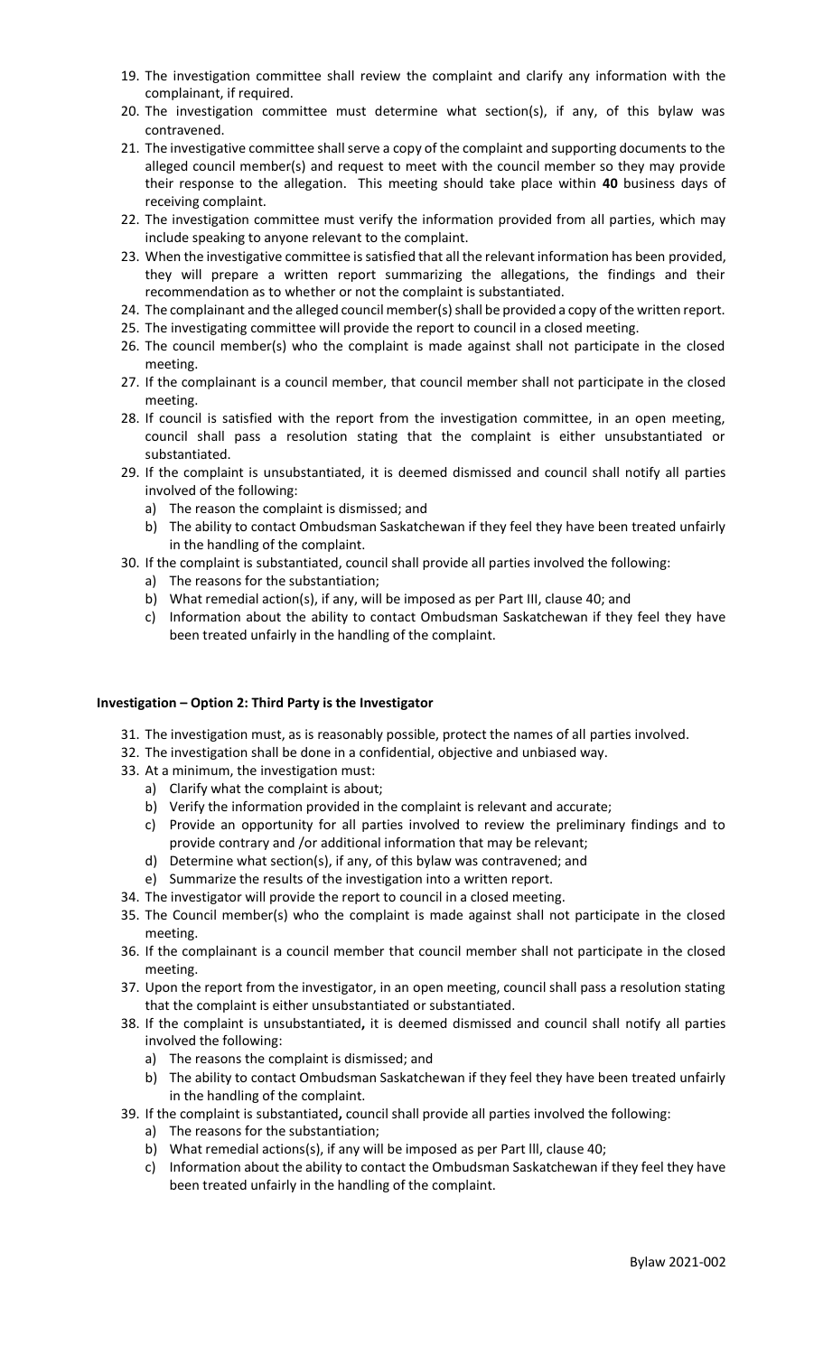19. The investigation committee shall review the complaint and clarify any information with the complainant, if required.
20. The investigation committee must determine what section(s), if any, of this bylaw was contravened.
21. The investigative committee shall serve a copy of the complaint and supporting documents to the alleged council member(s) and request to meet with the council member so they may provide their response to the allegation. This meeting should take place within **40** business days of receiving complaint.
22. The investigation committee must verify the information provided from all parties, which may include speaking to anyone relevant to the complaint.
23. When the investigative committee is satisfied that all the relevant information has been provided, they will prepare a written report summarizing the allegations, the findings and their recommendation as to whether or not the complaint is substantiated.
24. The complainant and the alleged council member(s) shall be provided a copy of the written report.
25. The investigating committee will provide the report to council in a closed meeting.
26. The council member(s) who the complaint is made against shall not participate in the closed meeting.
27. If the complainant is a council member, that council member shall not participate in the closed meeting.
28. If council is satisfied with the report from the investigation committee, in an open meeting, council shall pass a resolution stating that the complaint is either unsubstantiated or substantiated.
29. If the complaint is unsubstantiated, it is deemed dismissed and council shall notify all parties involved of the following:
    a) The reason the complaint is dismissed; and
    b) The ability to contact Ombudsman Saskatchewan if they feel they have been treated unfairly in the handling of the complaint.
30. If the complaint is substantiated, council shall provide all parties involved the following:
    a) The reasons for the substantiation;
    b) What remedial action(s), if any, will be imposed as per Part III, clause 40; and
    c) Information about the ability to contact Ombudsman Saskatchewan if they feel they have been treated unfairly in the handling of the complaint.

**Investigation – Option 2: Third Party is the Investigator**

31. The investigation must, as is reasonably possible, protect the names of all parties involved.
32. The investigation shall be done in a confidential, objective and unbiased way.
33. At a minimum, the investigation must:
    a) Clarify what the complaint is about;
    b) Verify the information provided in the complaint is relevant and accurate;
    c) Provide an opportunity for all parties involved to review the preliminary findings and to provide contrary and /or additional information that may be relevant;
    d) Determine what section(s), if any, of this bylaw was contravened; and
    e) Summarize the results of the investigation into a written report.
34. The investigator will provide the report to council in a closed meeting.
35. The Council member(s) who the complaint is made against shall not participate in the closed meeting.
36. If the complainant is a council member that council member shall not participate in the closed meeting.
37. Upon the report from the investigator, in an open meeting, council shall pass a resolution stating that the complaint is either unsubstantiated or substantiated.
38. If the complaint is unsubstantiated**,** it is deemed dismissed and council shall notify all parties involved the following:
    a) The reasons the complaint is dismissed; and
    b) The ability to contact Ombudsman Saskatchewan if they feel they have been treated unfairly in the handling of the complaint.
39. If the complaint is substantiated**,** council shall provide all parties involved the following:
    a) The reasons for the substantiation;
    b) What remedial actions(s), if any will be imposed as per Part lll, clause 40;
    c) Information about the ability to contact the Ombudsman Saskatchewan if they feel they have been treated unfairly in the handling of the complaint.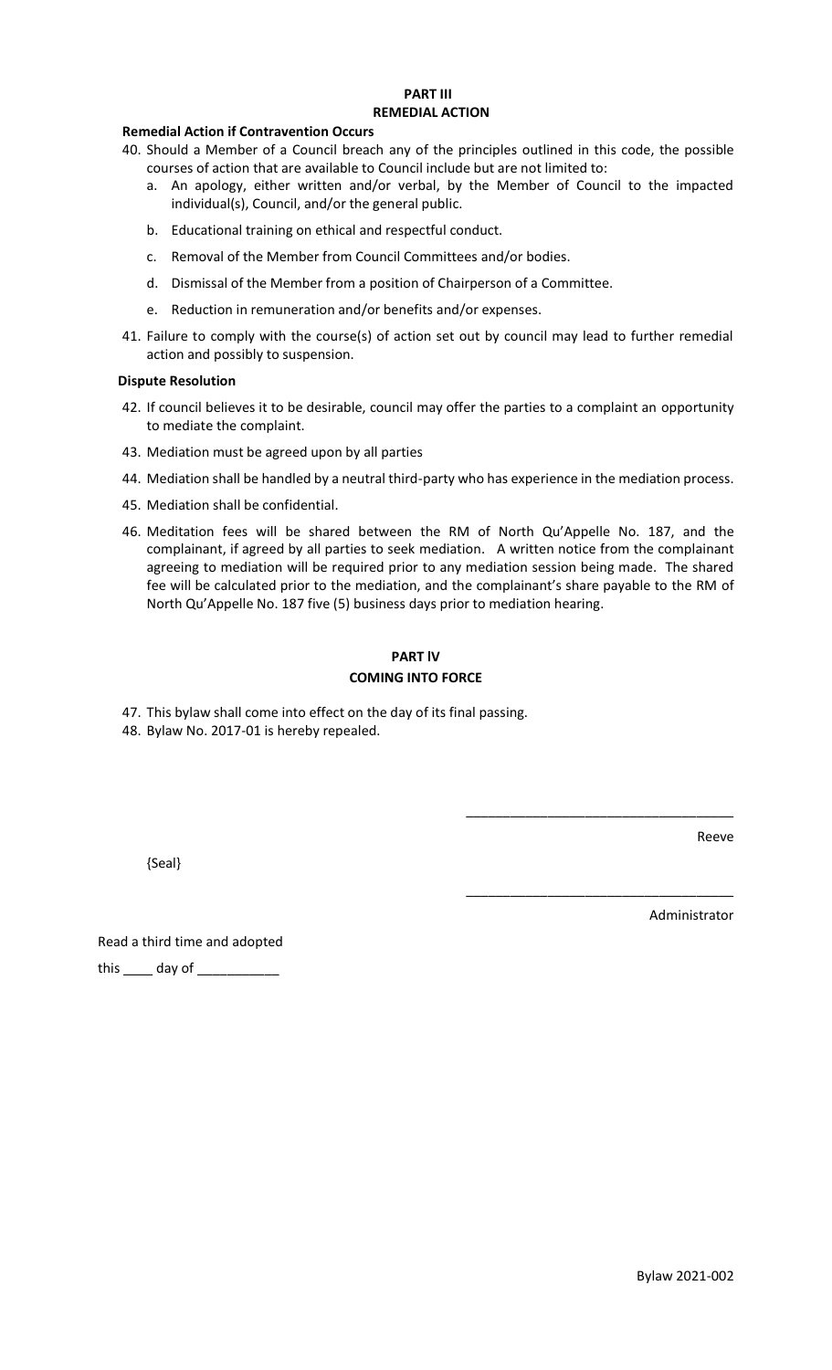# PART III
## REMEDIAL ACTION

### Remedial Action if Contravention Occurs

40. Should a Member of a Council breach any of the principles outlined in this code, the possible courses of action that are available to Council include but are not limited to:
    a. An apology, either written and/or verbal, by the Member of Council to the impacted individual(s), Council, and/or the general public.
    b. Educational training on ethical and respectful conduct.
    c. Removal of the Member from Council Committees and/or bodies.
    d. Dismissal of the Member from a position of Chairperson of a Committee.
    e. Reduction in remuneration and/or benefits and/or expenses.
41. Failure to comply with the course(s) of action set out by council may lead to further remedial action and possibly to suspension.

### Dispute Resolution

42. If council believes it to be desirable, council may offer the parties to a complaint an opportunity to mediate the complaint.
43. Mediation must be agreed upon by all parties
44. Mediation shall be handled by a neutral third-party who has experience in the mediation process.
45. Mediation shall be confidential.
46. Meditation fees will be shared between the RM of North Qu'Appelle No. 187, and the complainant, if agreed by all parties to seek mediation. A written notice from the complainant agreeing to mediation will be required prior to any mediation session being made. The shared fee will be calculated prior to the mediation, and the complainant's share payable to the RM of North Qu'Appelle No. 187 five (5) business days prior to mediation hearing.

# PART lV
## COMING INTO FORCE

47. This bylaw shall come into effect on the day of its final passing.
48. Bylaw No. 2017-01 is hereby repealed.

___________________________________

Reeve

{Seal}

___________________________________

Administrator

Read a third time and adopted

this ____ day of ___________

Bylaw 2021-002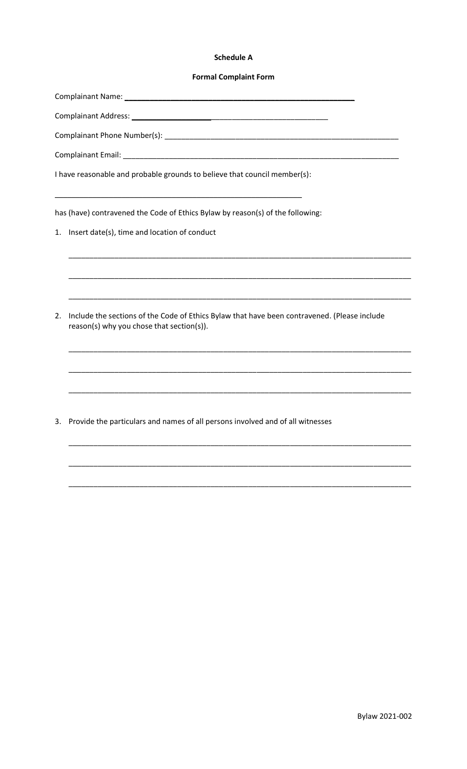**Schedule A**

**Formal Complaint Form**

Complainant Name: _______________________________________________

Complainant Address: _______________________________________________

Complainant Phone Number(s): _______________________________________________

Complainant Email: _______________________________________________

I have reasonable and probable grounds to believe that council member(s):

_______________________________________________

has (have) contravened the Code of Ethics Bylaw by reason(s) of the following:

1. Insert date(s), time and location of conduct

   _______________________________________________

   _______________________________________________

   _______________________________________________

2. Include the sections of the Code of Ethics Bylaw that have been contravened. (Please include reason(s) why you chose that section(s)).

   _______________________________________________

   _______________________________________________

   _______________________________________________

3. Provide the particulars and names of all persons involved and of all witnesses

   _______________________________________________

   _______________________________________________

   _______________________________________________

Bylaw 2021-002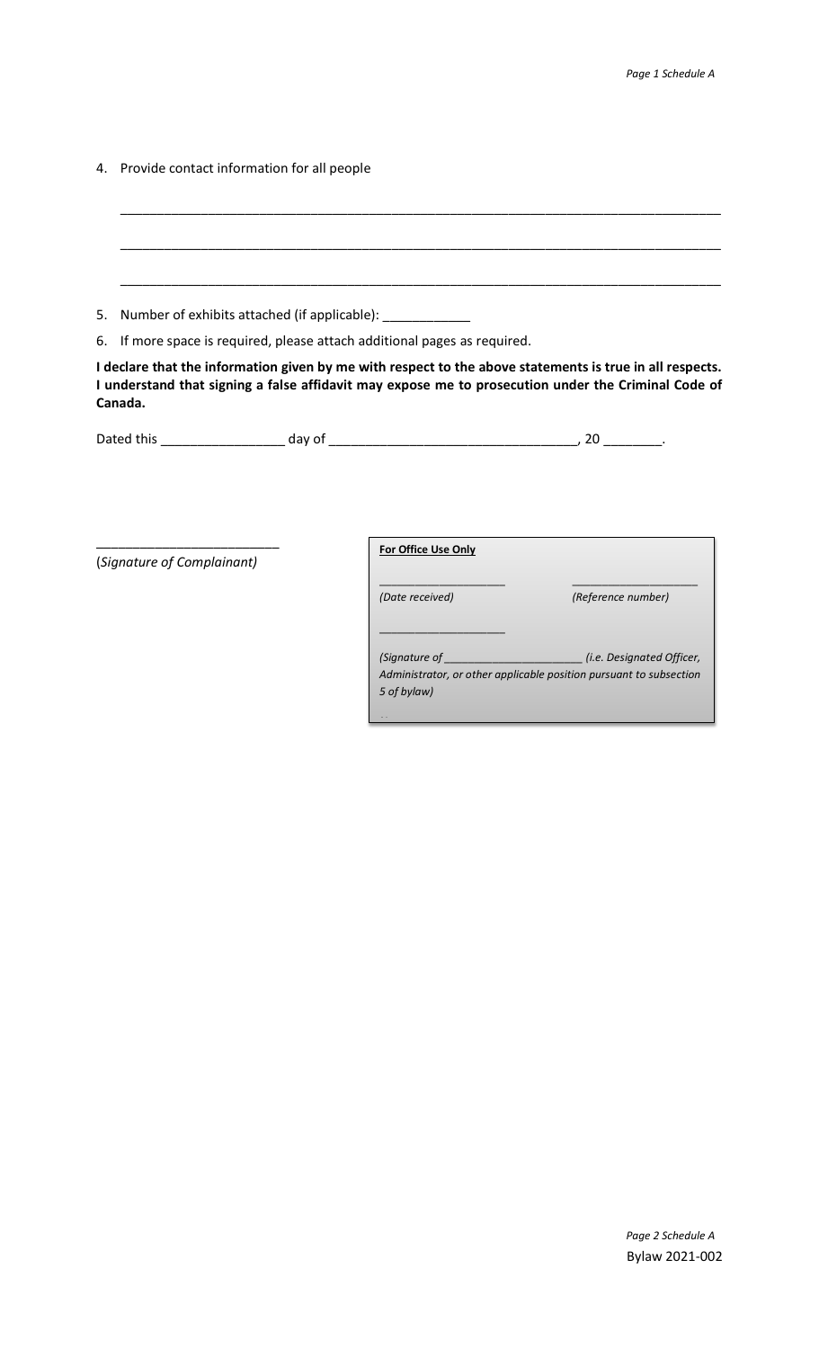4. Provide contact information for all people

_______________________________________________________________________________

_______________________________________________________________________________

_______________________________________________________________________________

5. Number of exhibits attached (if applicable): ____________

6. If more space is required, please attach additional pages as required.

**I declare that the information given by me with respect to the above statements is true in all respects. I understand that signing a false affidavit may expose me to prosecution under the Criminal Code of Canada.**

Dated this _________________ day of __________________________________, 20 ________.

_________________________

(*Signature of Complainant)*

**For Office Use Only**

___________________ ___________________

*(Date received)* *(Reference number)*

___________________

*(Signature of ______________________ (i.e. Designated Officer, Administrator, or other applicable position pursuant to subsection 5 of bylaw)*

Bylaw 2021-002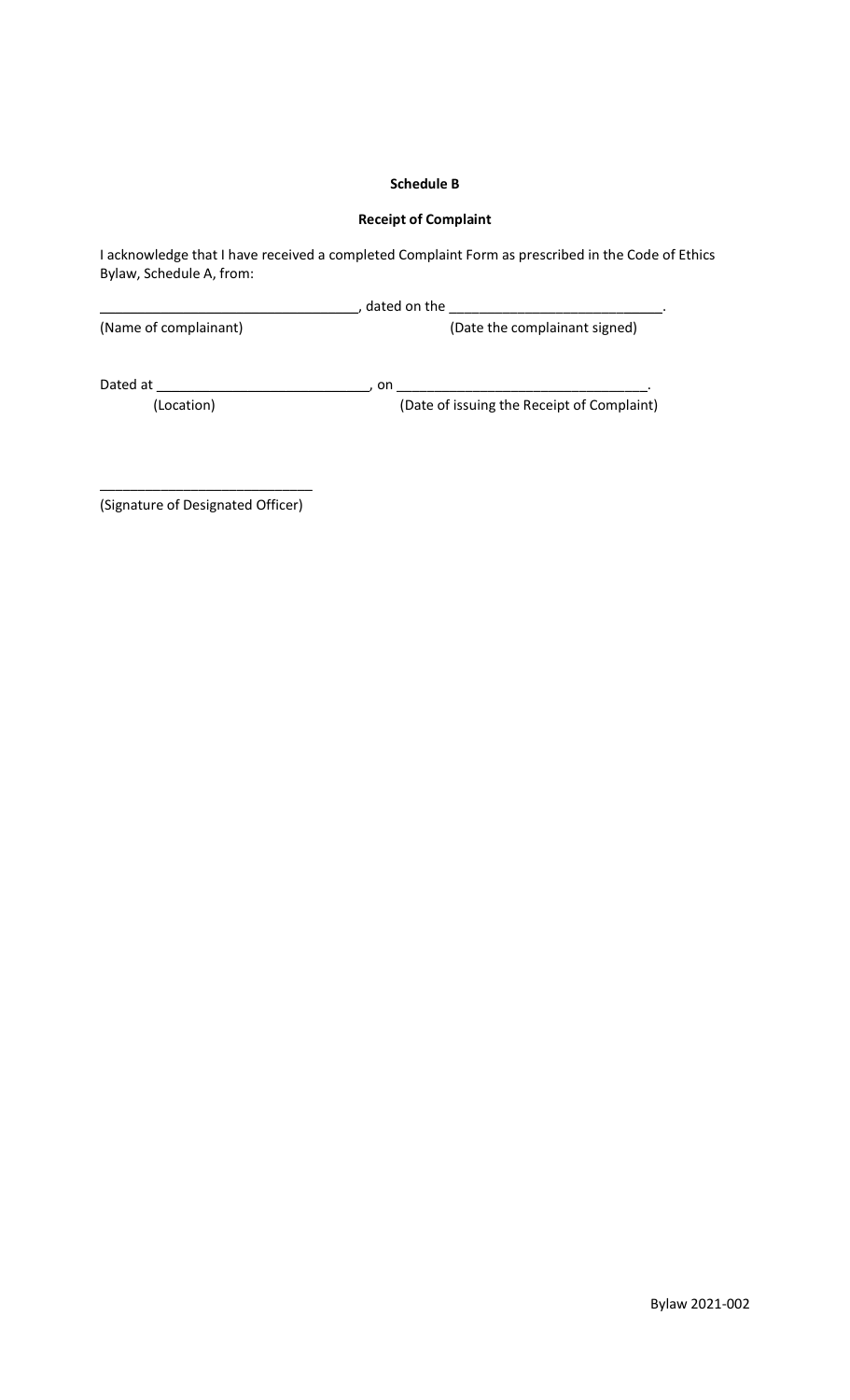**Schedule B**

**Receipt of Complaint**

I acknowledge that I have received a completed Complaint Form as prescribed in the Code of Ethics Bylaw, Schedule A, from:

_________________________________, dated on the ___________________________.
(Name of complainant) (Date the complainant signed)

Dated at ___________________________, on ________________________________.
(Location) (Date of issuing the Receipt of Complaint)

___________________________
(Signature of Designated Officer)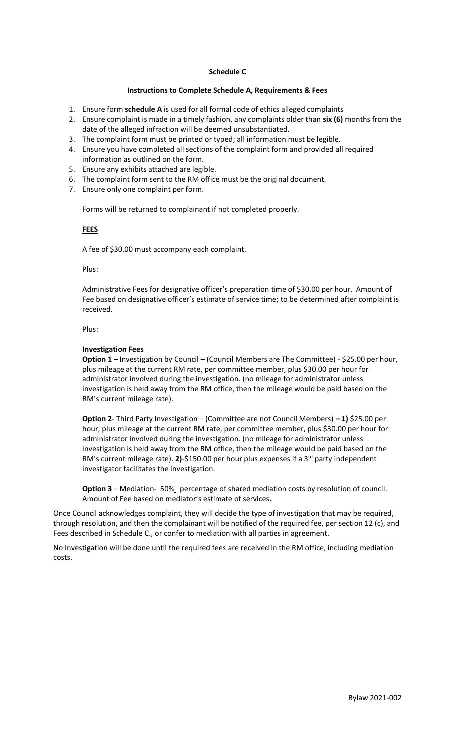**Schedule C**

**Instructions to Complete Schedule A, Requirements & Fees**

1. Ensure form **schedule A** is used for all formal code of ethics alleged complaints
2. Ensure complaint is made in a timely fashion, any complaints older than **six (6)** months from the date of the alleged infraction will be deemed unsubstantiated.
3. The complaint form must be printed or typed; all information must be legible.
4. Ensure you have completed all sections of the complaint form and provided all required information as outlined on the form.
5. Ensure any exhibits attached are legible.
6. The complaint form sent to the RM office must be the original document.
7. Ensure only one complaint per form.

Forms will be returned to complainant if not completed properly.

**FEES**

A fee of $30.00 must accompany each complaint.

Plus:

Administrative Fees for designative officer's preparation time of $30.00 per hour. Amount of Fee based on designative officer's estimate of service time; to be determined after complaint is received.

Plus:

**Investigation Fees**

**Option 1 –** Investigation by Council – (Council Members are The Committee) - $25.00 per hour, plus mileage at the current RM rate, per committee member, plus $30.00 per hour for administrator involved during the investigation. (no mileage for administrator unless investigation is held away from the RM office, then the mileage would be paid based on the RM's current mileage rate).

**Option 2**- Third Party Investigation – (Committee are not Council Members) **– 1)** $25.00 per hour, plus mileage at the current RM rate, per committee member, plus $30.00 per hour for administrator involved during the investigation. (no mileage for administrator unless investigation is held away from the RM office, then the mileage would be paid based on the RM's current mileage rate). **2)**-$150.00 per hour plus expenses if a 3rd party independent investigator facilitates the investigation.

**Option 3** – Mediation- 50% percentage of shared mediation costs by resolution of council. Amount of Fee based on mediator's estimate of services**.**

Once Council acknowledges complaint, they will decide the type of investigation that may be required, through resolution, and then the complainant will be notified of the required fee, per section 12 (c), and Fees described in Schedule C., or confer to mediation with all parties in agreement.

No Investigation will be done until the required fees are received in the RM office, including mediation costs.

Bylaw 2021-002